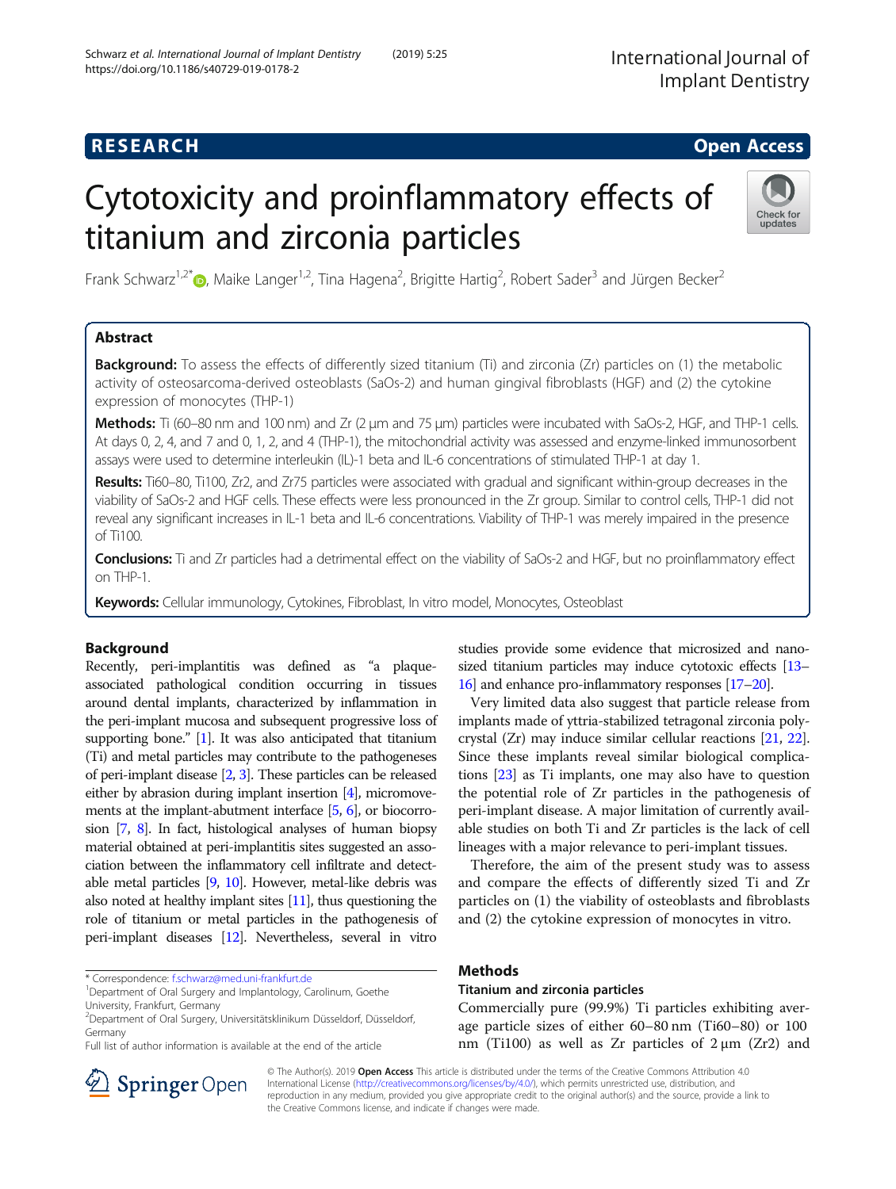RESEARCH Open Access

# Cytotoxicity and proinflammatory effects of titanium and zirconia particles

Frank Schwarz[1,2*], Maike Langer[1,2], Tina Hagena[2], Brigitte Hartig[2], Robert Sader[3] and Jürgen Becker[2]

## Abstract

**Background:** To assess the effects of differently sized titanium (Ti) and zirconia (Zr) particles on (1) the metabolic activity of osteosarcoma-derived osteoblasts (SaOs-2) and human gingival fibroblasts (HGF) and (2) the cytokine expression of monocytes (THP-1)

**Methods:** Ti (60–80 nm and 100 nm) and Zr (2 μm and 75 μm) particles were incubated with SaOs-2, HGF, and THP-1 cells. At days 0, 2, 4, and 7 and 0, 1, 2, and 4 (THP-1), the mitochondrial activity was assessed and enzyme-linked immunosorbent assays were used to determine interleukin (IL)-1 beta and IL-6 concentrations of stimulated THP-1 at day 1.

**Results:** Ti60–80, Ti100, Zr2, and Zr75 particles were associated with gradual and significant within-group decreases in the viability of SaOs-2 and HGF cells. These effects were less pronounced in the Zr group. Similar to control cells, THP-1 did not reveal any significant increases in IL-1 beta and IL-6 concentrations. Viability of THP-1 was merely impaired in the presence of Ti100.

**Conclusions:** Ti and Zr particles had a detrimental effect on the viability of SaOs-2 and HGF, but no proinflammatory effect on THP-1.

**Keywords:** Cellular immunology, Cytokines, Fibroblast, In vitro model, Monocytes, Osteoblast

## Background

Recently, peri-implantitis was defined as "a plaque-associated pathological condition occurring in tissues around dental implants, characterized by inflammation in the peri-implant mucosa and subsequent progressive loss of supporting bone." [1]. It was also anticipated that titanium (Ti) and metal particles may contribute to the pathogeneses of peri-implant disease [2, 3]. These particles can be released either by abrasion during implant insertion [4], micromovements at the implant-abutment interface [5, 6], or biocorrosion [7, 8]. In fact, histological analyses of human biopsy material obtained at peri-implantitis sites suggested an association between the inflammatory cell infiltrate and detectable metal particles [9, 10]. However, metal-like debris was also noted at healthy implant sites [11], thus questioning the role of titanium or metal particles in the pathogenesis of peri-implant diseases [12]. Nevertheless, several in vitro studies provide some evidence that microsized and nanosized titanium particles may induce cytotoxic effects [13–16] and enhance pro-inflammatory responses [17–20].

Very limited data also suggest that particle release from implants made of yttria-stabilized tetragonal zirconia polycrystal (Zr) may induce similar cellular reactions [21, 22]. Since these implants reveal similar biological complications [23] as Ti implants, one may also have to question the potential role of Zr particles in the pathogenesis of peri-implant disease. A major limitation of currently available studies on both Ti and Zr particles is the lack of cell lineages with a major relevance to peri-implant tissues.

Therefore, the aim of the present study was to assess and compare the effects of differently sized Ti and Zr particles on (1) the viability of osteoblasts and fibroblasts and (2) the cytokine expression of monocytes in vitro.

## Methods

### Titanium and zirconia particles

Commercially pure (99.9%) Ti particles exhibiting average particle sizes of either 60–80 nm (Ti60–80) or 100 nm (Ti100) as well as Zr particles of 2 μm (Zr2) and

---

* Correspondence: f.schwarz@med.uni-frankfurt.de
[1]Department of Oral Surgery and Implantology, Carolinum, Goethe University, Frankfurt, Germany
[2]Department of Oral Surgery, Universitätsklinikum Düsseldorf, Düsseldorf, Germany
Full list of author information is available at the end of the article

© The Author(s). 2019 **Open Access** This article is distributed under the terms of the Creative Commons Attribution 4.0 International License (http://creativecommons.org/licenses/by/4.0/), which permits unrestricted use, distribution, and reproduction in any medium, provided you give appropriate credit to the original author(s) and the source, provide a link to the Creative Commons license, and indicate if changes were made.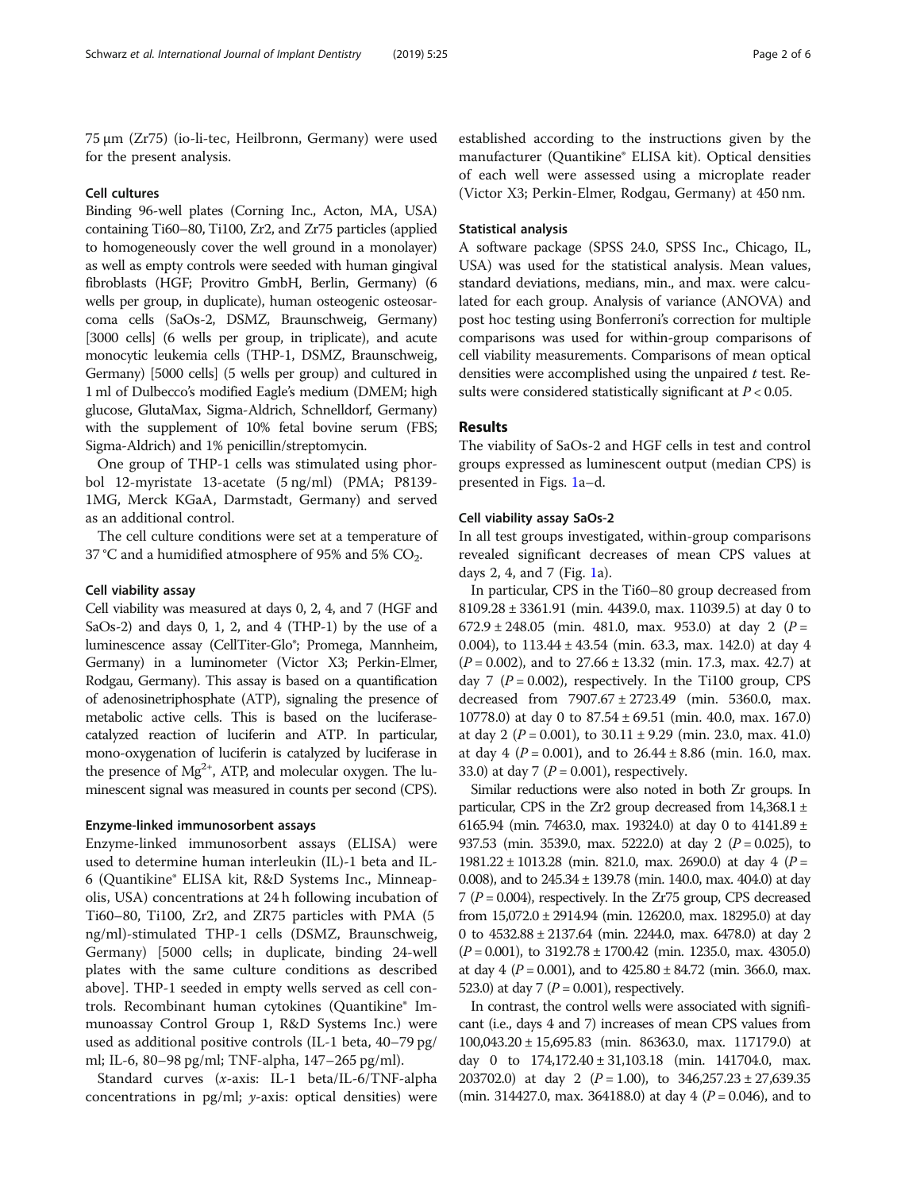75 µm (Zr75) (io-li-tec, Heilbronn, Germany) were used for the present analysis.

### Cell cultures

Binding 96-well plates (Corning Inc., Acton, MA, USA) containing Ti60–80, Ti100, Zr2, and Zr75 particles (applied to homogeneously cover the well ground in a monolayer) as well as empty controls were seeded with human gingival fibroblasts (HGF; Provitro GmbH, Berlin, Germany) (6 wells per group, in duplicate), human osteogenic osteosarcoma cells (SaOs-2, DSMZ, Braunschweig, Germany) [3000 cells] (6 wells per group, in triplicate), and acute monocytic leukemia cells (THP-1, DSMZ, Braunschweig, Germany) [5000 cells] (5 wells per group) and cultured in 1 ml of Dulbecco's modified Eagle's medium (DMEM; high glucose, GlutaMax, Sigma-Aldrich, Schnelldorf, Germany) with the supplement of 10% fetal bovine serum (FBS; Sigma-Aldrich) and 1% penicillin/streptomycin.

One group of THP-1 cells was stimulated using phorbol 12-myristate 13-acetate (5 ng/ml) (PMA; P8139-1MG, Merck KGaA, Darmstadt, Germany) and served as an additional control.

The cell culture conditions were set at a temperature of 37 °C and a humidified atmosphere of 95% and 5% $CO_2$.

### Cell viability assay

Cell viability was measured at days 0, 2, 4, and 7 (HGF and SaOs-2) and days 0, 1, 2, and 4 (THP-1) by the use of a luminescence assay (CellTiter-Glo®; Promega, Mannheim, Germany) in a luminometer (Victor X3; Perkin-Elmer, Rodgau, Germany). This assay is based on a quantification of adenosinetriphosphate (ATP), signaling the presence of metabolic active cells. This is based on the luciferase-catalyzed reaction of luciferin and ATP. In particular, mono-oxygenation of luciferin is catalyzed by luciferase in the presence of $Mg^{2+}$, ATP, and molecular oxygen. The luminescent signal was measured in counts per second (CPS).

### Enzyme-linked immunosorbent assays

Enzyme-linked immunosorbent assays (ELISA) were used to determine human interleukin (IL)-1 beta and IL-6 (Quantikine® ELISA kit, R&D Systems Inc., Minneapolis, USA) concentrations at 24 h following incubation of Ti60–80, Ti100, Zr2, and ZR75 particles with PMA (5 ng/ml)-stimulated THP-1 cells (DSMZ, Braunschweig, Germany) [5000 cells; in duplicate, binding 24-well plates with the same culture conditions as described above]. THP-1 seeded in empty wells served as cell controls. Recombinant human cytokines (Quantikine® Immunoassay Control Group 1, R&D Systems Inc.) were used as additional positive controls (IL-1 beta, 40–79 pg/ml; IL-6, 80–98 pg/ml; TNF-alpha, 147–265 pg/ml).

Standard curves (*x*-axis: IL-1 beta/IL-6/TNF-alpha concentrations in pg/ml; *y*-axis: optical densities) were established according to the instructions given by the manufacturer (Quantikine® ELISA kit). Optical densities of each well were assessed using a microplate reader (Victor X3; Perkin-Elmer, Rodgau, Germany) at 450 nm.

### Statistical analysis

A software package (SPSS 24.0, SPSS Inc., Chicago, IL, USA) was used for the statistical analysis. Mean values, standard deviations, medians, min., and max. were calculated for each group. Analysis of variance (ANOVA) and post hoc testing using Bonferroni's correction for multiple comparisons was used for within-group comparisons of cell viability measurements. Comparisons of mean optical densities were accomplished using the unpaired *t* test. Results were considered statistically significant at $P < 0.05$.

## Results

The viability of SaOs-2 and HGF cells in test and control groups expressed as luminescent output (median CPS) is presented in Figs. 1a–d.

### Cell viability assay SaOs-2

In all test groups investigated, within-group comparisons revealed significant decreases of mean CPS values at days 2, 4, and 7 (Fig. 1a).

In particular, CPS in the Ti60–80 group decreased from 8109.28 ± 3361.91 (min. 4439.0, max. 11039.5) at day 0 to 672.9 ± 248.05 (min. 481.0, max. 953.0) at day 2 ($P = 0.004$), to 113.44 ± 43.54 (min. 63.3, max. 142.0) at day 4 ($P = 0.002$), and to 27.66 ± 13.32 (min. 17.3, max. 42.7) at day 7 ($P = 0.002$), respectively. In the Ti100 group, CPS decreased from 7907.67 ± 2723.49 (min. 5360.0, max. 10778.0) at day 0 to 87.54 ± 69.51 (min. 40.0, max. 167.0) at day 2 ($P = 0.001$), to 30.11 ± 9.29 (min. 23.0, max. 41.0) at day 4 ($P = 0.001$), and to 26.44 ± 8.86 (min. 16.0, max. 33.0) at day 7 ($P = 0.001$), respectively.

Similar reductions were also noted in both Zr groups. In particular, CPS in the Zr2 group decreased from 14,368.1 ± 6165.94 (min. 7463.0, max. 19324.0) at day 0 to 4141.89 ± 937.53 (min. 3539.0, max. 5222.0) at day 2 ($P = 0.025$), to 1981.22 ± 1013.28 (min. 821.0, max. 2690.0) at day 4 ($P = 0.008$), and to 245.34 ± 139.78 (min. 140.0, max. 404.0) at day 7 ($P = 0.004$), respectively. In the Zr75 group, CPS decreased from 15,072.0 ± 2914.94 (min. 12620.0, max. 18295.0) at day 0 to 4532.88 ± 2137.64 (min. 2244.0, max. 6478.0) at day 2 ($P = 0.001$), to 3192.78 ± 1700.42 (min. 1235.0, max. 4305.0) at day 4 ($P = 0.001$), and to 425.80 ± 84.72 (min. 366.0, max. 523.0) at day 7 ($P = 0.001$), respectively.

In contrast, the control wells were associated with significant (i.e., days 4 and 7) increases of mean CPS values from 100,043.20 ± 15,695.83 (min. 86363.0, max. 117179.0) at day 0 to 174,172.40 ± 31,103.18 (min. 141704.0, max. 203702.0) at day 2 ($P = 1.00$), to 346,257.23 ± 27,639.35 (min. 314427.0, max. 364188.0) at day 4 ($P = 0.046$), and to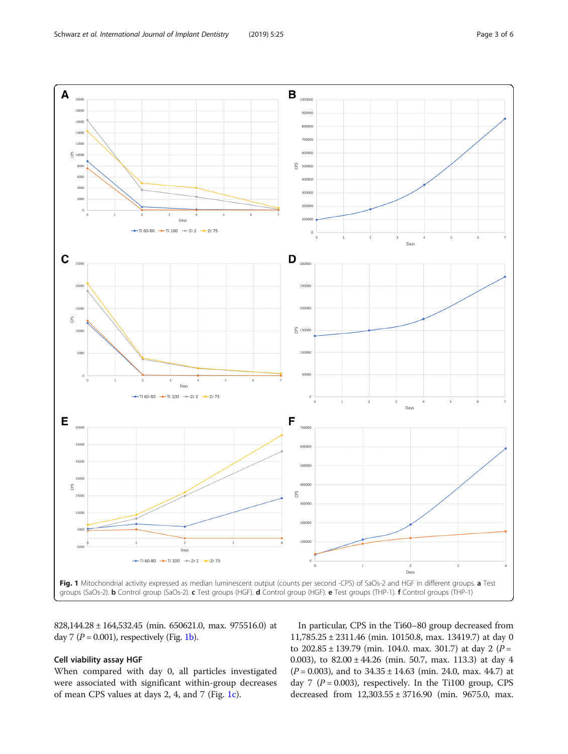**Fig. 1** Mitochondrial activity expressed as median luminescent output (counts per second -CPS) of SaOs-2 and HGF in different groups. **a** Test groups (SaOs-2). **b** Control group (SaOs-2). **c** Test groups (HGF). **d** Control group (HGF). **e** Test groups (THP-1). **f** Control groups (THP-1)

828,144.28 ± 164,532.45 (min. 650621.0, max. 975516.0) at day 7 ($P = 0.001$), respectively (Fig. 1b).

### Cell viability assay HGF

When compared with day 0, all particles investigated were associated with significant within-group decreases of mean CPS values at days 2, 4, and 7 (Fig. 1c).

In particular, CPS in the Ti60–80 group decreased from 11,785.25 ± 2311.46 (min. 10150.8, max. 13419.7) at day 0 to 202.85 ± 139.79 (min. 104.0. max. 301.7) at day 2 ($P = 0.003$), to 82.00 ± 44.26 (min. 50.7, max. 113.3) at day 4 ($P = 0.003$), and to 34.35 ± 14.63 (min. 24.0, max. 44.7) at day 7 ($P = 0.003$), respectively. In the Ti100 group, CPS decreased from 12,303.55 ± 3716.90 (min. 9675.0, max.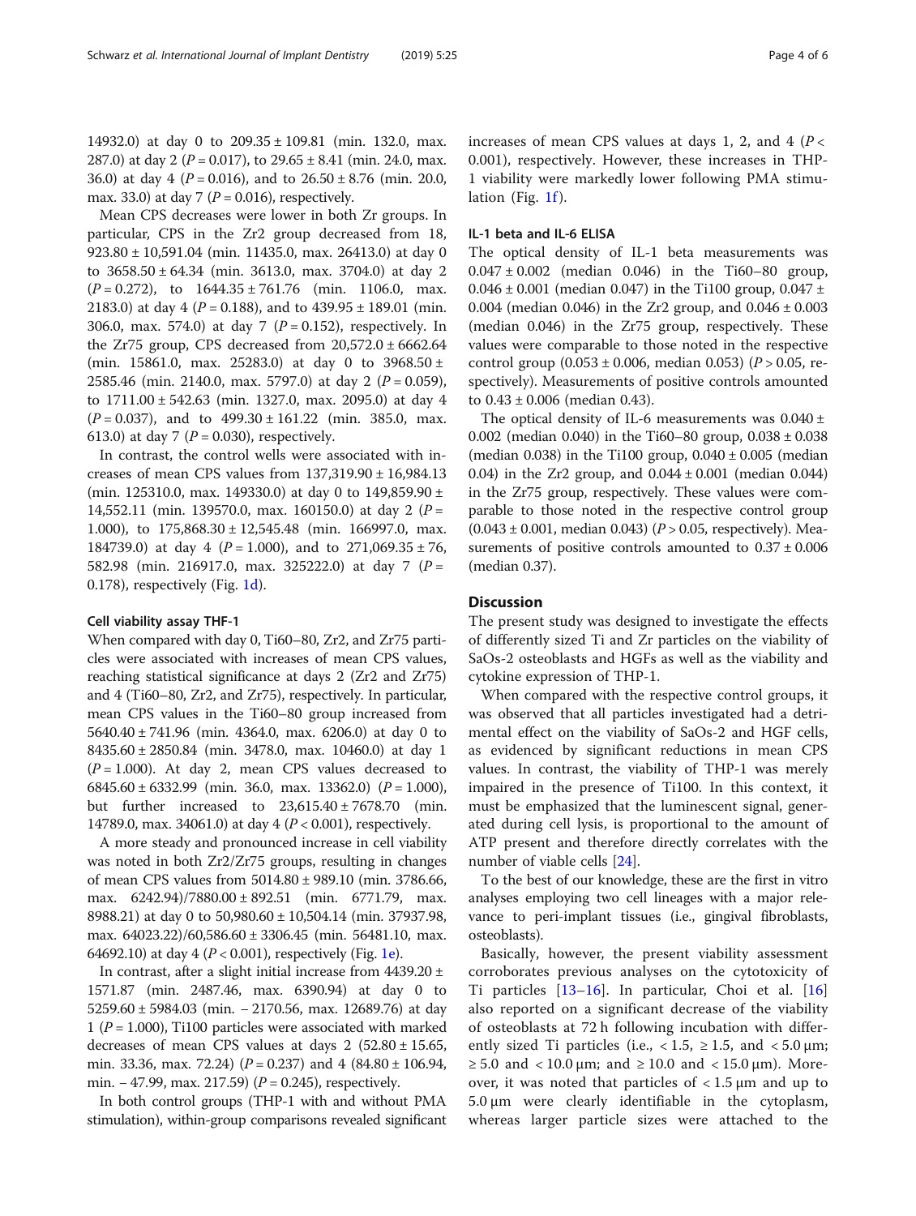14932.0) at day 0 to 209.35 ± 109.81 (min. 132.0, max. 287.0) at day 2 ($P = 0.017$), to 29.65 ± 8.41 (min. 24.0, max. 36.0) at day 4 ($P = 0.016$), and to 26.50 ± 8.76 (min. 20.0, max. 33.0) at day 7 ($P = 0.016$), respectively.

Mean CPS decreases were lower in both Zr groups. In particular, CPS in the Zr2 group decreased from 18, 923.80 ± 10,591.04 (min. 11435.0, max. 26413.0) at day 0 to 3658.50 ± 64.34 (min. 3613.0, max. 3704.0) at day 2 ($P = 0.272$), to 1644.35 ± 761.76 (min. 1106.0, max. 2183.0) at day 4 ($P = 0.188$), and to 439.95 ± 189.01 (min. 306.0, max. 574.0) at day 7 ($P = 0.152$), respectively. In the Zr75 group, CPS decreased from 20,572.0 ± 6662.64 (min. 15861.0, max. 25283.0) at day 0 to 3968.50 ± 2585.46 (min. 2140.0, max. 5797.0) at day 2 ($P = 0.059$), to 1711.00 ± 542.63 (min. 1327.0, max. 2095.0) at day 4 ($P = 0.037$), and to 499.30 ± 161.22 (min. 385.0, max. 613.0) at day 7 ($P = 0.030$), respectively.

In contrast, the control wells were associated with increases of mean CPS values from 137,319.90 ± 16,984.13 (min. 125310.0, max. 149330.0) at day 0 to 149,859.90 ± 14,552.11 (min. 139570.0, max. 160150.0) at day 2 ($P = 1.000$), to 175,868.30 ± 12,545.48 (min. 166997.0, max. 184739.0) at day 4 ($P = 1.000$), and to 271,069.35 ± 76, 582.98 (min. 216917.0, max. 325222.0) at day 7 ($P = 0.178$), respectively (Fig. 1d).

#### Cell viability assay THF-1

When compared with day 0, Ti60–80, Zr2, and Zr75 particles were associated with increases of mean CPS values, reaching statistical significance at days 2 (Zr2 and Zr75) and 4 (Ti60–80, Zr2, and Zr75), respectively. In particular, mean CPS values in the Ti60–80 group increased from 5640.40 ± 741.96 (min. 4364.0, max. 6206.0) at day 0 to 8435.60 ± 2850.84 (min. 3478.0, max. 10460.0) at day 1 ($P = 1.000$). At day 2, mean CPS values decreased to 6845.60 ± 6332.99 (min. 36.0, max. 13362.0) ($P = 1.000$), but further increased to 23,615.40 ± 7678.70 (min. 14789.0, max. 34061.0) at day 4 ($P < 0.001$), respectively.

A more steady and pronounced increase in cell viability was noted in both Zr2/Zr75 groups, resulting in changes of mean CPS values from 5014.80 ± 989.10 (min. 3786.66, max. 6242.94)/7880.00 ± 892.51 (min. 6771.79, max. 8988.21) at day 0 to 50,980.60 ± 10,504.14 (min. 37937.98, max. 64023.22)/60,586.60 ± 3306.45 (min. 56481.10, max. 64692.10) at day 4 ($P < 0.001$), respectively (Fig. 1e).

In contrast, after a slight initial increase from 4439.20 ± 1571.87 (min. 2487.46, max. 6390.94) at day 0 to 5259.60 ± 5984.03 (min. − 2170.56, max. 12689.76) at day 1 ($P = 1.000$), Ti100 particles were associated with marked decreases of mean CPS values at days 2 (52.80 ± 15.65, min. 33.36, max. 72.24) ($P = 0.237$) and 4 (84.80 ± 106.94, min. − 47.99, max. 217.59) ($P = 0.245$), respectively.

In both control groups (THP-1 with and without PMA stimulation), within-group comparisons revealed significant increases of mean CPS values at days 1, 2, and 4 ($P < 0.001$), respectively. However, these increases in THP-1 viability were markedly lower following PMA stimulation (Fig. 1f).

#### IL-1 beta and IL-6 ELISA

The optical density of IL-1 beta measurements was 0.047 ± 0.002 (median 0.046) in the Ti60–80 group, 0.046 ± 0.001 (median 0.047) in the Ti100 group, 0.047 ± 0.004 (median 0.046) in the Zr2 group, and 0.046 ± 0.003 (median 0.046) in the Zr75 group, respectively. These values were comparable to those noted in the respective control group (0.053 ± 0.006, median 0.053) ($P > 0.05$, respectively). Measurements of positive controls amounted to 0.43 ± 0.006 (median 0.43).

The optical density of IL-6 measurements was 0.040 ± 0.002 (median 0.040) in the Ti60–80 group, 0.038 ± 0.038 (median 0.038) in the Ti100 group, 0.040 ± 0.005 (median 0.04) in the Zr2 group, and 0.044 ± 0.001 (median 0.044) in the Zr75 group, respectively. These values were comparable to those noted in the respective control group (0.043 ± 0.001, median 0.043) ($P > 0.05$, respectively). Measurements of positive controls amounted to 0.37 ± 0.006 (median 0.37).

## Discussion

The present study was designed to investigate the effects of differently sized Ti and Zr particles on the viability of SaOs-2 osteoblasts and HGFs as well as the viability and cytokine expression of THP-1.

When compared with the respective control groups, it was observed that all particles investigated had a detrimental effect on the viability of SaOs-2 and HGF cells, as evidenced by significant reductions in mean CPS values. In contrast, the viability of THP-1 was merely impaired in the presence of Ti100. In this context, it must be emphasized that the luminescent signal, generated during cell lysis, is proportional to the amount of ATP present and therefore directly correlates with the number of viable cells [24].

To the best of our knowledge, these are the first in vitro analyses employing two cell lineages with a major relevance to peri-implant tissues (i.e., gingival fibroblasts, osteoblasts).

Basically, however, the present viability assessment corroborates previous analyses on the cytotoxicity of Ti particles [13–16]. In particular, Choi et al. [16] also reported on a significant decrease of the viability of osteoblasts at 72 h following incubation with differently sized Ti particles (i.e., < 1.5, ≥ 1.5, and < 5.0 μm; ≥ 5.0 and < 10.0 μm; and ≥ 10.0 and < 15.0 μm). Moreover, it was noted that particles of < 1.5 μm and up to 5.0 μm were clearly identifiable in the cytoplasm, whereas larger particle sizes were attached to the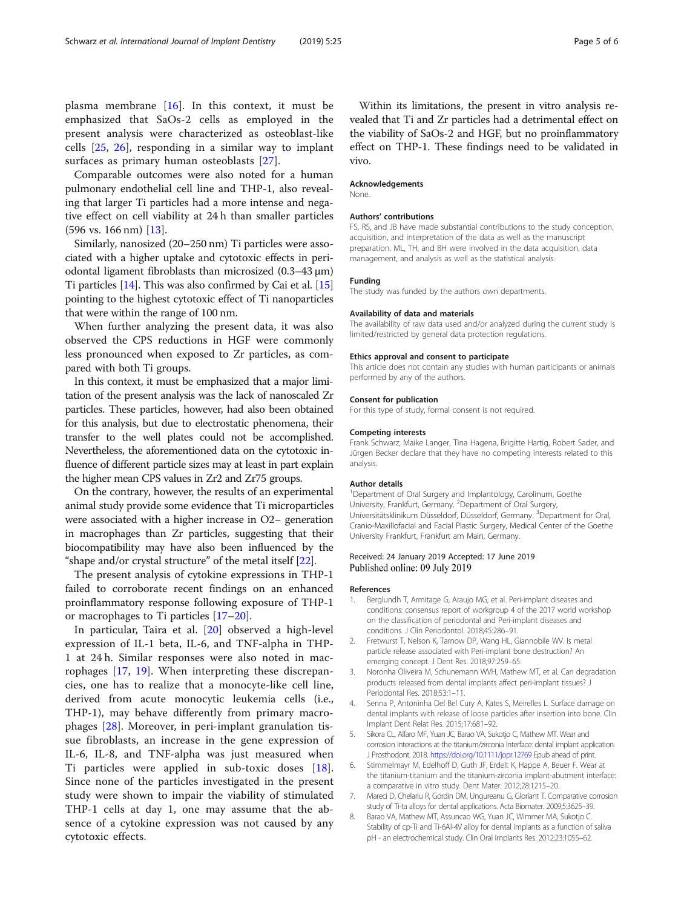plasma membrane [16]. In this context, it must be emphasized that SaOs-2 cells as employed in the present analysis were characterized as osteoblast-like cells [25, 26], responding in a similar way to implant surfaces as primary human osteoblasts [27].

Comparable outcomes were also noted for a human pulmonary endothelial cell line and THP-1, also revealing that larger Ti particles had a more intense and negative effect on cell viability at 24 h than smaller particles (596 vs. 166 nm) [13].

Similarly, nanosized (20–250 nm) Ti particles were associated with a higher uptake and cytotoxic effects in periodontal ligament fibroblasts than microsized (0.3–43 μm) Ti particles [14]. This was also confirmed by Cai et al. [15] pointing to the highest cytotoxic effect of Ti nanoparticles that were within the range of 100 nm.

When further analyzing the present data, it was also observed the CPS reductions in HGF were commonly less pronounced when exposed to Zr particles, as compared with both Ti groups.

In this context, it must be emphasized that a major limitation of the present analysis was the lack of nanoscaled Zr particles. These particles, however, had also been obtained for this analysis, but due to electrostatic phenomena, their transfer to the well plates could not be accomplished. Nevertheless, the aforementioned data on the cytotoxic influence of different particle sizes may at least in part explain the higher mean CPS values in Zr2 and Zr75 groups.

On the contrary, however, the results of an experimental animal study provide some evidence that Ti microparticles were associated with a higher increase in $O2^-$ generation in macrophages than Zr particles, suggesting that their biocompatibility may have also been influenced by the "shape and/or crystal structure" of the metal itself [22].

The present analysis of cytokine expressions in THP-1 failed to corroborate recent findings on an enhanced proinflammatory response following exposure of THP-1 or macrophages to Ti particles [17–20].

In particular, Taira et al. [20] observed a high-level expression of IL-1 beta, IL-6, and TNF-alpha in THP-1 at 24 h. Similar responses were also noted in macrophages [17, 19]. When interpreting these discrepancies, one has to realize that a monocyte-like cell line, derived from acute monocytic leukemia cells (i.e., THP-1), may behave differently from primary macrophages [28]. Moreover, in peri-implant granulation tissue fibroblasts, an increase in the gene expression of IL-6, IL-8, and TNF-alpha was just measured when Ti particles were applied in sub-toxic doses [18]. Since none of the particles investigated in the present study were shown to impair the viability of stimulated THP-1 cells at day 1, one may assume that the absence of a cytokine expression was not caused by any cytotoxic effects.

Within its limitations, the present in vitro analysis revealed that Ti and Zr particles had a detrimental effect on the viability of SaOS-2 and HGF, but no proinflammatory effect on THP-1. These findings need to be validated in vivo.

### Acknowledgements
None.

### Authors' contributions
FS, RS, and JB have made substantial contributions to the study conception, acquisition, and interpretation of the data as well as the manuscript preparation. ML, TH, and BH were involved in the data acquisition, data management, and analysis as well as the statistical analysis.

### Funding
The study was funded by the authors own departments.

### Availability of data and materials
The availability of raw data used and/or analyzed during the current study is limited/restricted by general data protection regulations.

### Ethics approval and consent to participate
This article does not contain any studies with human participants or animals performed by any of the authors.

### Consent for publication
For this type of study, formal consent is not required.

### Competing interests
Frank Schwarz, Maike Langer, Tina Hagena, Brigitte Hartig, Robert Sader, and Jürgen Becker declare that they have no competing interests related to this analysis.

### Author details
[1]Department of Oral Surgery and Implantology, Carolinum, Goethe University, Frankfurt, Germany. [2]Department of Oral Surgery, Universitätsklinikum Düsseldorf, Düsseldorf, Germany. [3]Department for Oral, Cranio-Maxillofacial and Facial Plastic Surgery, Medical Center of the Goethe University Frankfurt, Frankfurt am Main, Germany.

Received: 24 January 2019 Accepted: 17 June 2019
Published online: 09 July 2019

### References
1. Berglundh T, Armitage G, Araujo MG, et al. Peri-implant diseases and conditions: consensus report of workgroup 4 of the 2017 world workshop on the classification of periodontal and Peri-implant diseases and conditions. J Clin Periodontol. 2018;45:286–91.
2. Fretwurst T, Nelson K, Tarnow DP, Wang HL, Giannobile WV. Is metal particle release associated with Peri-implant bone destruction? An emerging concept. J Dent Res. 2018;97:259–65.
3. Noronha Oliveira M, Schunemann WVH, Mathew MT, et al. Can degradation products released from dental implants affect peri-implant tissues? J Periodontal Res. 2018;53:1–11.
4. Senna P, Antoninha Del Bel Cury A, Kates S, Meirelles L. Surface damage on dental implants with release of loose particles after insertion into bone. Clin Implant Dent Relat Res. 2015;17:681–92.
5. Sikora CL, Alfaro MF, Yuan JC, Barao VA, Sukotjo C, Mathew MT. Wear and corrosion interactions at the titanium/zirconia Interface: dental implant application. J Prosthodont. 2018. https://doi.org/10.1111/jopr.12769 Epub ahead of print.
6. Stimmelmayr M, Edelhoff D, Guth JF, Erdelt K, Happe A, Beuer F. Wear at the titanium-titanium and the titanium-zirconia implant-abutment interface: a comparative in vitro study. Dent Mater. 2012;28:1215–20.
7. Mareci D, Chelariu R, Gordin DM, Ungureanu G, Gloriant T. Comparative corrosion study of Ti-ta alloys for dental applications. Acta Biomater. 2009;5:3625–39.
8. Barao VA, Mathew MT, Assuncao WG, Yuan JC, Wimmer MA, Sukotjo C. Stability of cp-Ti and Ti-6Al-4V alloy for dental implants as a function of saliva pH - an electrochemical study. Clin Oral Implants Res. 2012;23:1055–62.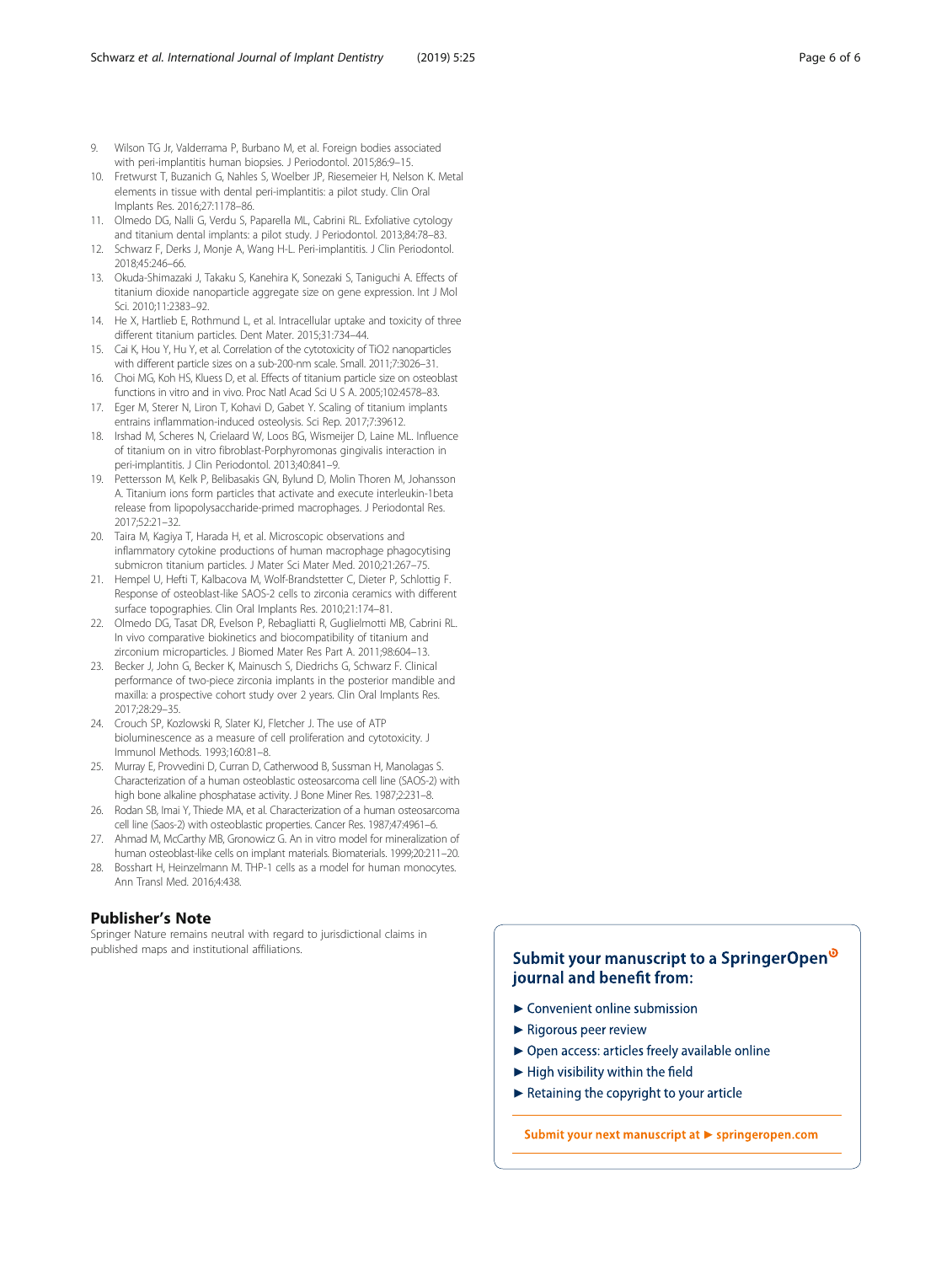9. Wilson TG Jr, Valderrama P, Burbano M, et al. Foreign bodies associated with peri-implantitis human biopsies. J Periodontol. 2015;86:9–15.
10. Fretwurst T, Buzanich G, Nahles S, Woelber JP, Riesemeier H, Nelson K. Metal elements in tissue with dental peri-implantitis: a pilot study. Clin Oral Implants Res. 2016;27:1178–86.
11. Olmedo DG, Nalli G, Verdu S, Paparella ML, Cabrini RL. Exfoliative cytology and titanium dental implants: a pilot study. J Periodontol. 2013;84:78–83.
12. Schwarz F, Derks J, Monje A, Wang H-L. Peri-implantitis. J Clin Periodontol. 2018;45:246–66.
13. Okuda-Shimazaki J, Takaku S, Kanehira K, Sonezaki S, Taniguchi A. Effects of titanium dioxide nanoparticle aggregate size on gene expression. Int J Mol Sci. 2010;11:2383–92.
14. He X, Hartlieb E, Rothmund L, et al. Intracellular uptake and toxicity of three different titanium particles. Dent Mater. 2015;31:734–44.
15. Cai K, Hou Y, Hu Y, et al. Correlation of the cytotoxicity of TiO2 nanoparticles with different particle sizes on a sub-200-nm scale. Small. 2011;7:3026–31.
16. Choi MG, Koh HS, Kluess D, et al. Effects of titanium particle size on osteoblast functions in vitro and in vivo. Proc Natl Acad Sci U S A. 2005;102:4578–83.
17. Eger M, Sterer N, Liron T, Kohavi D, Gabet Y. Scaling of titanium implants entrains inflammation-induced osteolysis. Sci Rep. 2017;7:39612.
18. Irshad M, Scheres N, Crielaard W, Loos BG, Wismeijer D, Laine ML. Influence of titanium on in vitro fibroblast-Porphyromonas gingivalis interaction in peri-implantitis. J Clin Periodontol. 2013;40:841–9.
19. Pettersson M, Kelk P, Belibasakis GN, Bylund D, Molin Thoren M, Johansson A. Titanium ions form particles that activate and execute interleukin-1beta release from lipopolysaccharide-primed macrophages. J Periodontal Res. 2017;52:21–32.
20. Taira M, Kagiya T, Harada H, et al. Microscopic observations and inflammatory cytokine productions of human macrophage phagocytising submicron titanium particles. J Mater Sci Mater Med. 2010;21:267–75.
21. Hempel U, Hefti T, Kalbacova M, Wolf-Brandstetter C, Dieter P, Schlottig F. Response of osteoblast-like SAOS-2 cells to zirconia ceramics with different surface topographies. Clin Oral Implants Res. 2010;21:174–81.
22. Olmedo DG, Tasat DR, Evelson P, Rebagliatti R, Guglielmotti MB, Cabrini RL. In vivo comparative biokinetics and biocompatibility of titanium and zirconium microparticles. J Biomed Mater Res Part A. 2011;98:604–13.
23. Becker J, John G, Becker K, Mainusch S, Diedrichs G, Schwarz F. Clinical performance of two-piece zirconia implants in the posterior mandible and maxilla: a prospective cohort study over 2 years. Clin Oral Implants Res. 2017;28:29–35.
24. Crouch SP, Kozlowski R, Slater KJ, Fletcher J. The use of ATP bioluminescence as a measure of cell proliferation and cytotoxicity. J Immunol Methods. 1993;160:81–8.
25. Murray E, Provvedini D, Curran D, Catherwood B, Sussman H, Manolagas S. Characterization of a human osteoblastic osteosarcoma cell line (SAOS-2) with high bone alkaline phosphatase activity. J Bone Miner Res. 1987;2:231–8.
26. Rodan SB, Imai Y, Thiede MA, et al. Characterization of a human osteosarcoma cell line (Saos-2) with osteoblastic properties. Cancer Res. 1987;47:4961–6.
27. Ahmad M, McCarthy MB, Gronowicz G. An in vitro model for mineralization of human osteoblast-like cells on implant materials. Biomaterials. 1999;20:211–20.
28. Bosshart H, Heinzelmann M. THP-1 cells as a model for human monocytes. Ann Transl Med. 2016;4:438.

## Publisher's Note

Springer Nature remains neutral with regard to jurisdictional claims in published maps and institutional affiliations.

**Submit your manuscript to a SpringerOpen journal and benefit from:**

- Convenient online submission
- Rigorous peer review
- Open access: articles freely available online
- High visibility within the field
- Retaining the copyright to your article

Submit your next manuscript at ► springeropen.com